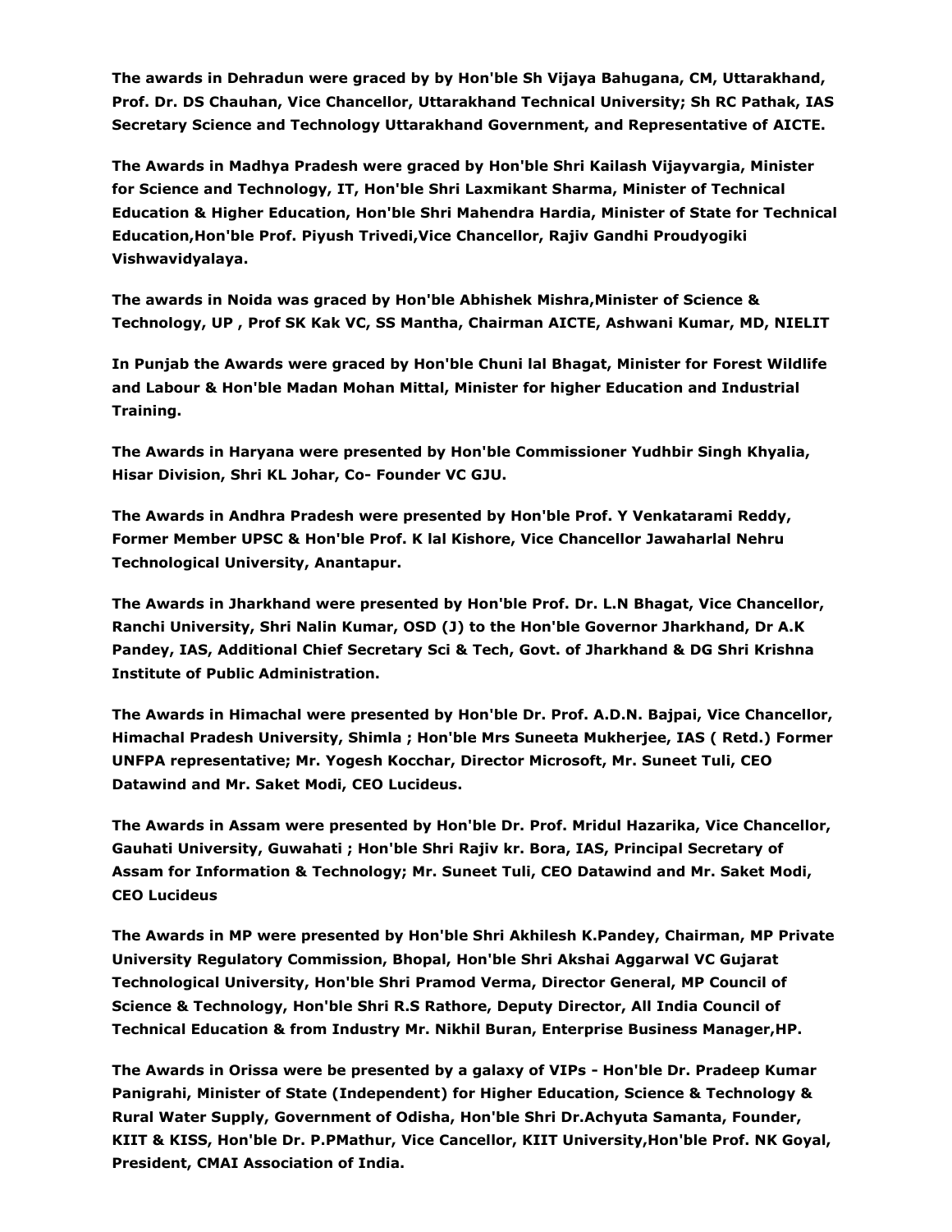**The awards in Dehradun were graced by by Hon'ble Sh Vijaya Bahugana, CM, Uttarakhand, Prof. Dr. DS Chauhan, Vice Chancellor, Uttarakhand Technical University; Sh RC Pathak, IAS Secretary Science and Technology Uttarakhand Government, and Representative of AICTE.**

**The Awards in Madhya Pradesh were graced by Hon'ble Shri Kailash Vijayvargia, Minister for Science and Technology, IT, Hon'ble Shri Laxmikant Sharma, Minister of Technical Education & Higher Education, Hon'ble Shri Mahendra Hardia, Minister of State for Technical Education,Hon'ble Prof. Piyush Trivedi,Vice Chancellor, Rajiv Gandhi Proudyogiki Vishwavidyalaya.**

**The awards in Noida was graced by Hon'ble Abhishek Mishra,Minister of Science & Technology, UP , Prof SK Kak VC, SS Mantha, Chairman AICTE, Ashwani Kumar, MD, NIELIT**

**In Punjab the Awards were graced by Hon'ble Chuni lal Bhagat, Minister for Forest Wildlife and Labour & Hon'ble Madan Mohan Mittal, Minister for higher Education and Industrial Training.**

**The Awards in Haryana were presented by Hon'ble Commissioner Yudhbir Singh Khyalia, Hisar Division, Shri KL Johar, Co- Founder VC GJU.**

**The Awards in Andhra Pradesh were presented by Hon'ble Prof. Y Venkatarami Reddy, Former Member UPSC & Hon'ble Prof. K lal Kishore, Vice Chancellor Jawaharlal Nehru Technological University, Anantapur.**

**The Awards in Jharkhand were presented by Hon'ble Prof. Dr. L.N Bhagat, Vice Chancellor, Ranchi University, Shri Nalin Kumar, OSD (J) to the Hon'ble Governor Jharkhand, Dr A.K Pandey, IAS, Additional Chief Secretary Sci & Tech, Govt. of Jharkhand & DG Shri Krishna Institute of Public Administration.**

**The Awards in Himachal were presented by Hon'ble Dr. Prof. A.D.N. Bajpai, Vice Chancellor, Himachal Pradesh University, Shimla ; Hon'ble Mrs Suneeta Mukherjee, IAS ( Retd.) Former UNFPA representative; Mr. Yogesh Kocchar, Director Microsoft, Mr. Suneet Tuli, CEO Datawind and Mr. Saket Modi, CEO Lucideus.**

**The Awards in Assam were presented by Hon'ble Dr. Prof. Mridul Hazarika, Vice Chancellor, Gauhati University, Guwahati ; Hon'ble Shri Rajiv kr. Bora, IAS, Principal Secretary of Assam for Information & Technology; Mr. Suneet Tuli, CEO Datawind and Mr. Saket Modi, CEO Lucideus**

**The Awards in MP were presented by Hon'ble Shri Akhilesh K.Pandey, Chairman, MP Private University Regulatory Commission, Bhopal, Hon'ble Shri Akshai Aggarwal VC Gujarat Technological University, Hon'ble Shri Pramod Verma, Director General, MP Council of Science & Technology, Hon'ble Shri R.S Rathore, Deputy Director, All India Council of Technical Education & from Industry Mr. Nikhil Buran, Enterprise Business Manager,HP.**

**The Awards in Orissa were be presented by a galaxy of VIPs - Hon'ble Dr. Pradeep Kumar Panigrahi, Minister of State (Independent) for Higher Education, Science & Technology & Rural Water Supply, Government of Odisha, Hon'ble Shri Dr.Achyuta Samanta, Founder, KIIT & KISS, Hon'ble Dr. P.PMathur, Vice Cancellor, KIIT University,Hon'ble Prof. NK Goyal, President, CMAI Association of India.**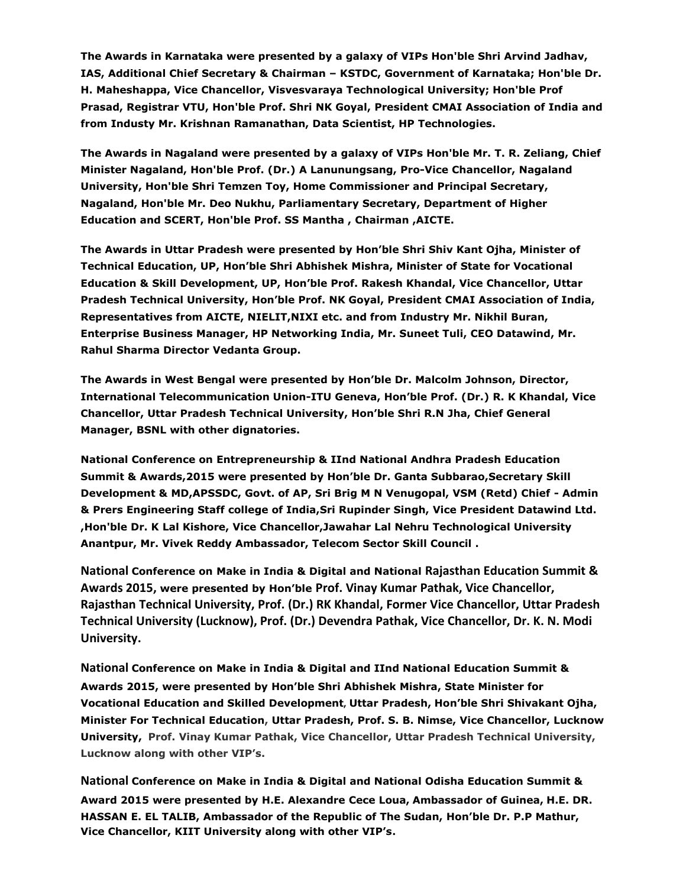**The Awards in Karnataka were presented by a galaxy of VIPs Hon'ble Shri Arvind Jadhav, IAS, Additional Chief Secretary & Chairman – KSTDC, Government of Karnataka; Hon'ble Dr. H. Maheshappa, Vice Chancellor, Visvesvaraya Technological University; Hon'ble Prof Prasad, Registrar VTU, Hon'ble Prof. Shri NK Goyal, President CMAI Association of India and from Industy Mr. Krishnan Ramanathan, Data Scientist, HP Technologies.**

**The Awards in Nagaland were presented by a galaxy of VIPs Hon'ble Mr. T. R. Zeliang, Chief Minister Nagaland, Hon'ble Prof. (Dr.) A Lanunungsang, Pro-Vice Chancellor, Nagaland University, Hon'ble Shri Temzen Toy, Home Commissioner and Principal Secretary, Nagaland, Hon'ble Mr. Deo Nukhu, Parliamentary Secretary, Department of Higher Education and SCERT, Hon'ble Prof. SS Mantha , Chairman ,AICTE.**

**The Awards in Uttar Pradesh were presented by Hon'ble Shri Shiv Kant Ojha, Minister of Technical Education, UP, Hon'ble Shri Abhishek Mishra, Minister of State for Vocational Education & Skill Development, UP, Hon'ble Prof. Rakesh Khandal, Vice Chancellor, Uttar Pradesh Technical University, Hon'ble Prof. NK Goyal, President CMAI Association of India, Representatives from AICTE, NIELIT,NIXI etc. and from Industry Mr. Nikhil Buran, Enterprise Business Manager, HP Networking India, Mr. Suneet Tuli, CEO Datawind, Mr. Rahul Sharma Director Vedanta Group.**

**The Awards in West Bengal were presented by Hon'ble Dr. Malcolm Johnson, Director, International Telecommunication Union-ITU Geneva, Hon'ble Prof. (Dr.) R. K Khandal, Vice Chancellor, Uttar Pradesh Technical University, Hon'ble Shri R.N Jha, Chief General Manager, BSNL with other dignatories.**

**National Conference on Entrepreneurship & IInd National Andhra Pradesh Education Summit & Awards,2015 were presented by Hon'ble Dr. Ganta Subbarao,Secretary Skill Development & MD,APSSDC, Govt. of AP, Sri Brig M N Venugopal, VSM (Retd) Chief - Admin & Prers Engineering Staff college of India,Sri Rupinder Singh, Vice President Datawind Ltd. ,Hon'ble Dr. K Lal Kishore, Vice Chancellor,Jawahar Lal Nehru Technological University Anantpur, Mr. Vivek Reddy Ambassador, Telecom Sector Skill Council .**

**National Conference on Make in India & Digital and National Rajasthan Education Summit & Awards 2015, were presented by Hon'ble Prof. Vinay Kumar Pathak, Vice Chancellor, Rajasthan Technical University, Prof. (Dr.) RK Khandal, Former Vice Chancellor, Uttar Pradesh Technical University (Lucknow), Prof. (Dr.) Devendra Pathak, Vice Chancellor, Dr. K. N. Modi University.**

**National Conference on Make in India & Digital and IInd National Education Summit & Awards 2015, were presented by Hon'ble Shri Abhishek Mishra, State Minister for Vocational Education and Skilled Development, Uttar Pradesh, Hon'ble Shri Shivakant Ojha, Minister For Technical Education, Uttar Pradesh, Prof. S. B. Nimse, Vice Chancellor, Lucknow University, Prof. Vinay Kumar Pathak, Vice Chancellor, Uttar Pradesh Technical University, Lucknow along with other VIP's.**

**National Conference on Make in India & Digital and National Odisha Education Summit & Award 2015 were presented by H.E. Alexandre Cece Loua, Ambassador of Guinea, H.E. DR. HASSAN E. EL TALIB, Ambassador of the Republic of The Sudan, Hon'ble Dr. P.P Mathur, Vice Chancellor, KIIT University along with other VIP's.**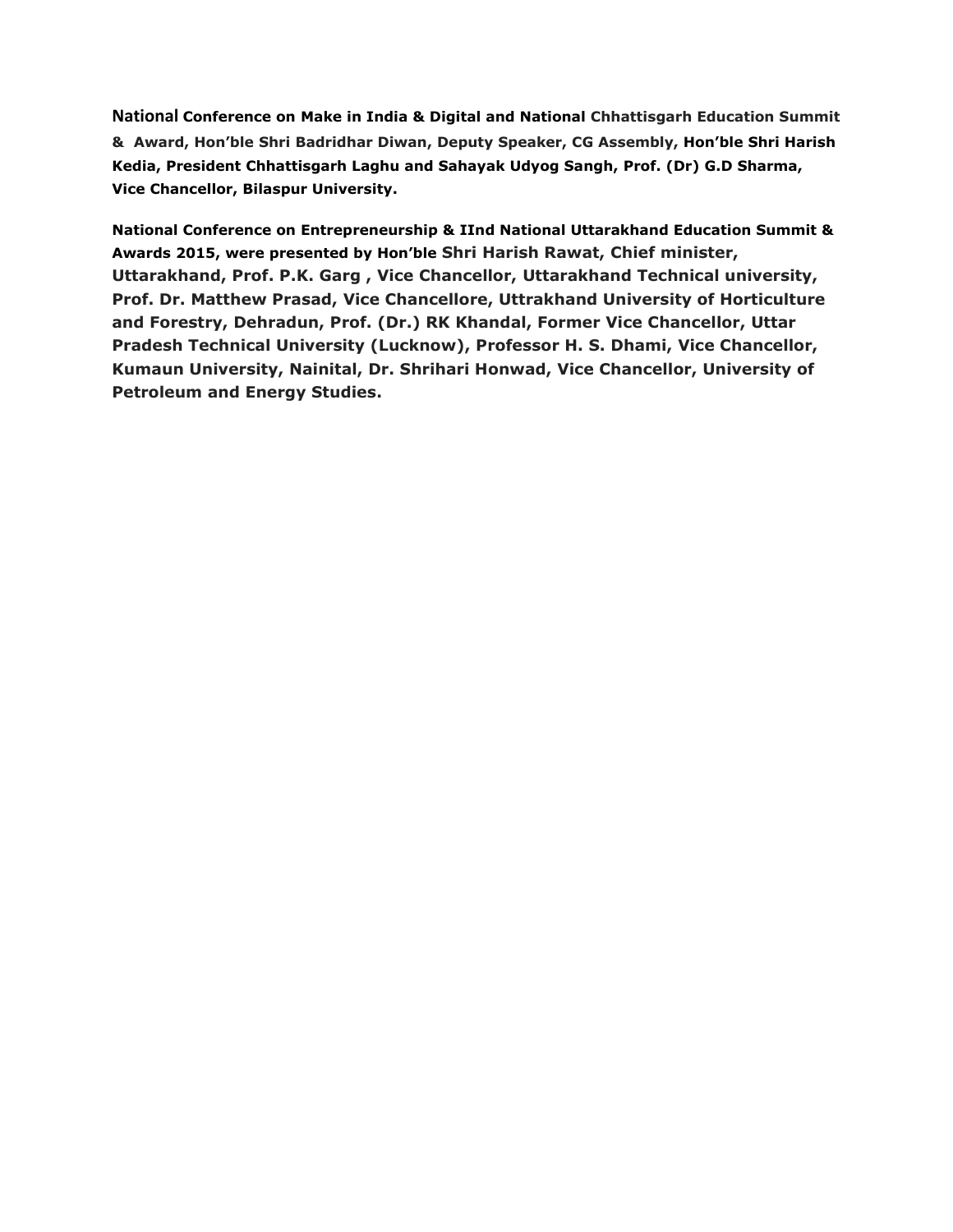**National Conference on Make in India & Digital and National Chhattisgarh Education Summit & Award, Hon'ble Shri Badridhar Diwan, Deputy Speaker, CG Assembly, Hon'ble Shri Harish Kedia, President Chhattisgarh Laghu and Sahayak Udyog Sangh, Prof. (Dr) G.D Sharma, Vice Chancellor, Bilaspur University.**

**National Conference on Entrepreneurship & IInd National Uttarakhand Education Summit & Awards 2015, were presented by Hon'ble Shri Harish Rawat, Chief minister, Uttarakhand, Prof. P.K. Garg , Vice Chancellor, Uttarakhand Technical university, Prof. Dr. Matthew Prasad, Vice Chancellore, Uttrakhand University of Horticulture and Forestry, Dehradun, Prof. (Dr.) RK Khandal, Former Vice Chancellor, Uttar Pradesh Technical University (Lucknow), Professor H. S. Dhami, Vice Chancellor, Kumaun University, Nainital, Dr. Shrihari Honwad, Vice Chancellor, University of Petroleum and Energy Studies.**